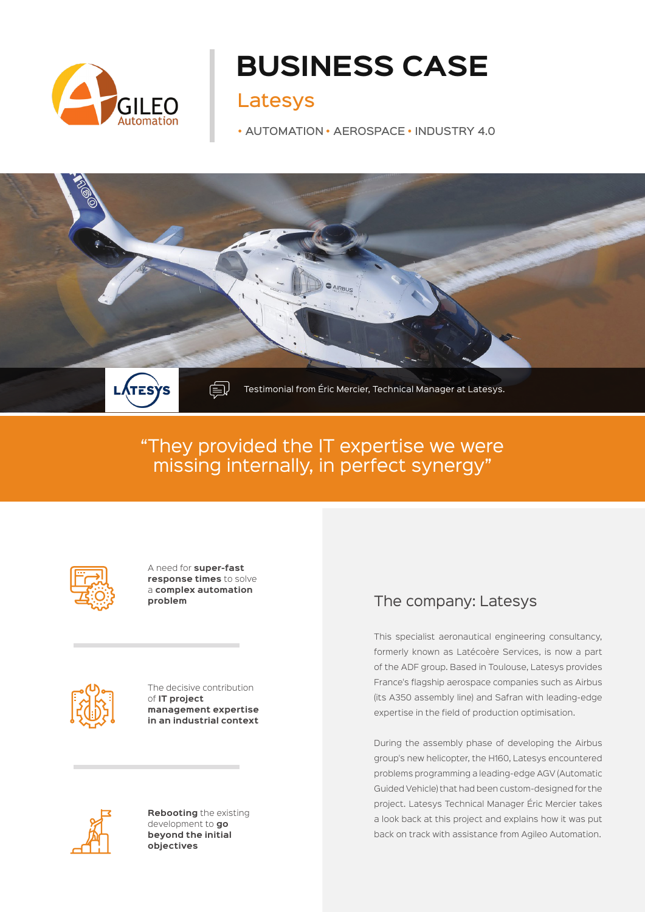# BUSINESS CASE

## Latesys

• AUTOMATION • AEROSPACE • INDUSTRY 4.0

Testimonial from Éric Mercier, Technical Manager at Latesys.

> “They provided the IT expertise we were missing internally, in perfect synergy”

A need for **super-fast response times** to solve a **complex automation problem**

The decisive contribution of **IT project management expertise in an industrial context**

**Rebooting** the existing development to **go beyond the initial objectives**

## The company: Latesys

This specialist aeronautical engineering consultancy, formerly known as Latécoère Services, is now a part of the ADF group. Based in Toulouse, Latesys provides France's flagship aerospace companies such as Airbus (its A350 assembly line) and Safran with leading-edge expertise in the field of production optimisation.

During the assembly phase of developing the Airbus group's new helicopter, the H160, Latesys encountered problems programming a leading-edge AGV (Automatic Guided Vehicle) that had been custom-designed for the project. Latesys Technical Manager Éric Mercier takes a look back at this project and explains how it was put back on track with assistance from Agileo Automation.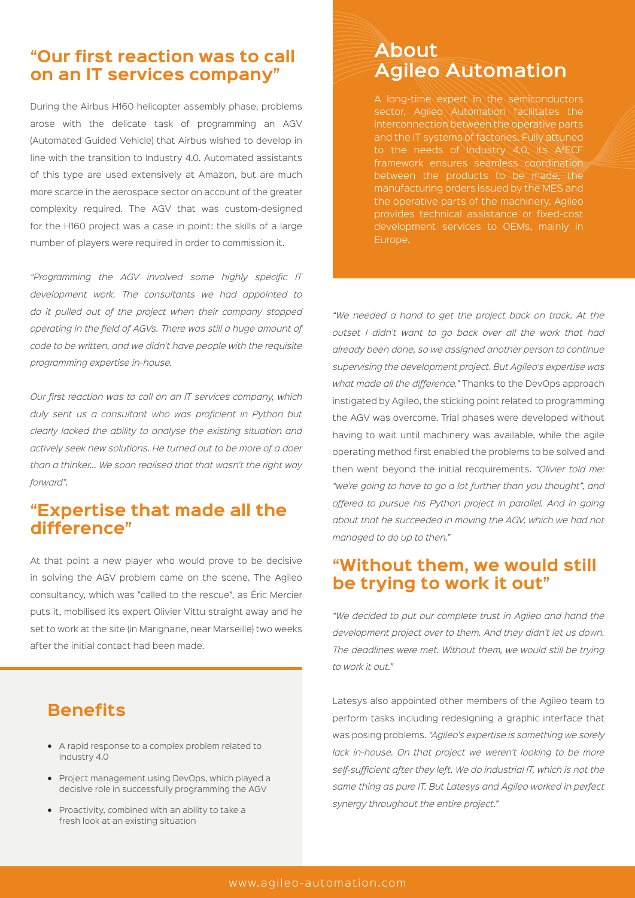## "Our first reaction was to call on an IT services company"

During the Airbus H160 helicopter assembly phase, problems arose with the delicate task of programming an AGV (Automated Guided Vehicle) that Airbus wished to develop in line with the transition to Industry 4.0. Automated assistants of this type are used extensively at Amazon, but are much more scarce in the aerospace sector on account of the greater complexity required. The AGV that was custom-designed for the H160 project was a case in point: the skills of a large number of players were required in order to commission it.

*"Programming the AGV involved some highly specific IT development work. The consultants we had appointed to do it pulled out of the project when their company stopped operating in the field of AGVs. There was still a huge amount of code to be written, and we didn't have people with the requisite programming expertise in-house.*

*Our first reaction was to call on an IT services company, which duly sent us a consultant who was proficient in Python but clearly lacked the ability to analyse the existing situation and actively seek new solutions. He turned out to be more of a doer than a thinker… We soon realised that that wasn't the right way forward".*

## "Expertise that made all the difference"

At that point a new player who would prove to be decisive in solving the AGV problem came on the scene. The Agileo consultancy, which was "called to the rescue", as Éric Mercier puts it, mobilised its expert Olivier Vittu straight away and he set to work at the site (in Marignane, near Marseille) two weeks after the initial contact had been made.

## Benefits

- A rapid response to a complex problem related to Industry 4.0
- Project management using DevOps, which played a decisive role in successfully programming the AGV
- Proactivity, combined with an ability to take a fresh look at an existing situation

## About Agileo Automation

A long-time expert in the semiconductors sector, Agileo Automation facilitates the interconnection between the operative parts and the IT systems of factories. Fully attuned to the needs of Industry 4.0, its A²ECF framework ensures seamless coordination between the products to be made, the manufacturing orders issued by the MES and the operative parts of the machinery. Agileo provides technical assistance or fixed-cost development services to OEMs, mainly in Europe.

*"We needed a hand to get the project back on track. At the outset I didn't want to go back over all the work that had already been done, so we assigned another person to continue supervising the development project. But Agileo's expertise was what made all the difference."* Thanks to the DevOps approach instigated by Agileo, the sticking point related to programming the AGV was overcome. Trial phases were developed without having to wait until machinery was available, while the agile operating method first enabled the problems to be solved and then went beyond the initial recquirements. *"Olivier told me: "we're going to have to go a lot further than you thought", and offered to pursue his Python project in parallel. And in going about that he succeeded in moving the AGV, which we had not managed to do up to then."*

## "Without them, we would still be trying to work it out"

*"We decided to put our complete trust in Agileo and hand the development project over to them. And they didn't let us down. The deadlines were met. Without them, we would still be trying to work it out."*

Latesys also appointed other members of the Agileo team to perform tasks including redesigning a graphic interface that was posing problems. *"Agileo's expertise is something we sorely lack in-house. On that project we weren't looking to be more self-sufficient after they left. We do industrial IT, which is not the same thing as pure IT. But Latesys and Agileo worked in perfect synergy throughout the entire project."*

www.agileo-automation.com